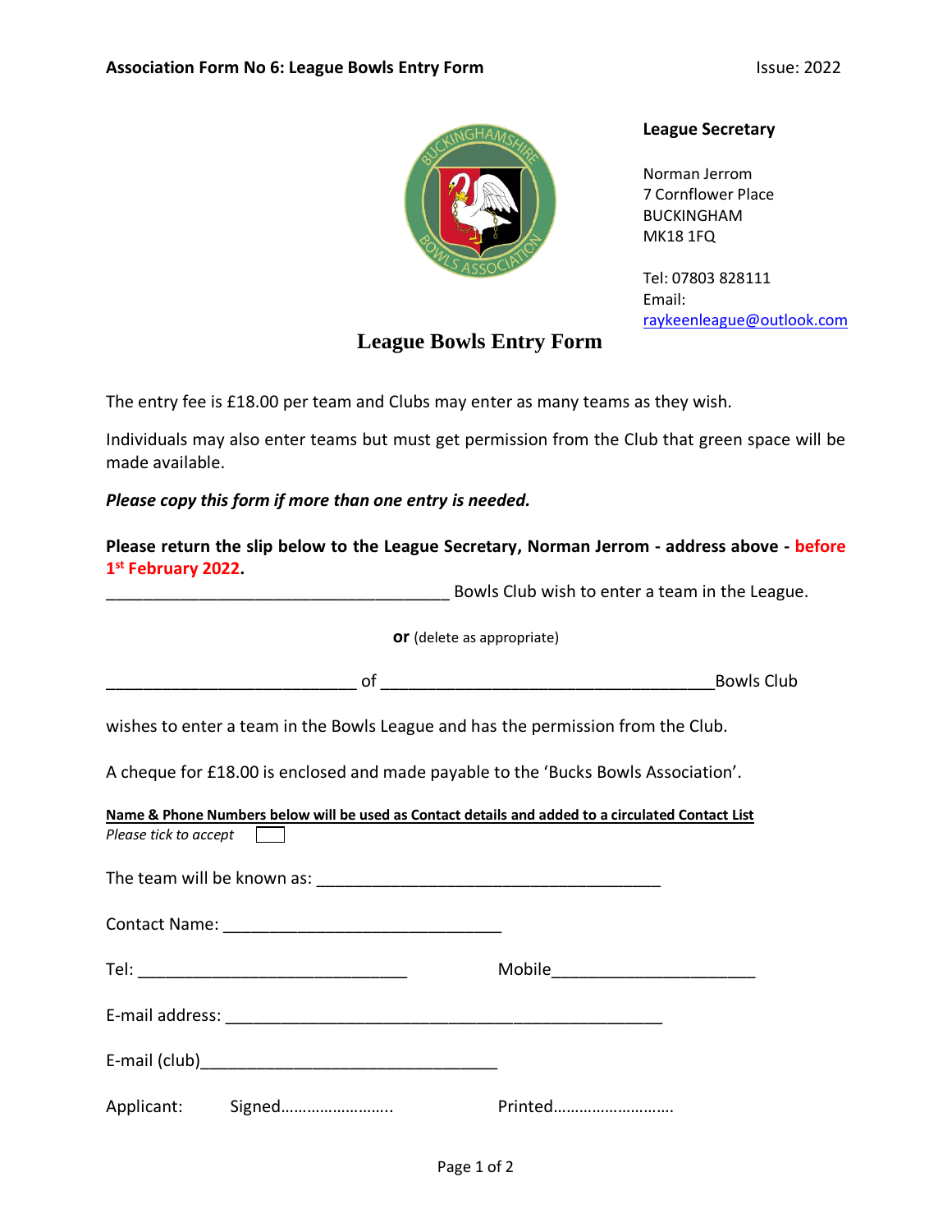**Association Form No 6: League Bowls Entry Form** Issue: 2022

**League Secretary**

Norman Jerrom
7 Cornflower Place
BUCKINGHAM
MK18 1FQ

Tel: 07803 828111
Email:
raykeenleague@outlook.com

# League Bowls Entry Form

The entry fee is £18.00 per team and Clubs may enter as many teams as they wish.

Individuals may also enter teams but must get permission from the Club that green space will be made available.

***Please copy this form if more than one entry is needed.***

**Please return the slip below to the League Secretary, Norman Jerrom - address above - before 1st February 2022.**

______________________________________ Bowls Club wish to enter a team in the League.

**or** (delete as appropriate)

____________________________ of _____________________________________ Bowls Club

wishes to enter a team in the Bowls League and has the permission from the Club.

A cheque for £18.00 is enclosed and made payable to the 'Bucks Bowls Association'.

**Name & Phone Numbers below will be used as Contact details and added to a circulated Contact List**

*Please tick to accept* ☐

The team will be known as: ______________________________________

Contact Name: _______________________________

Tel: ______________________________ Mobile______________________

E-mail address: ________________________________________________

E-mail (club)_________________________________

Applicant: Signed…………………….. Printed……………………….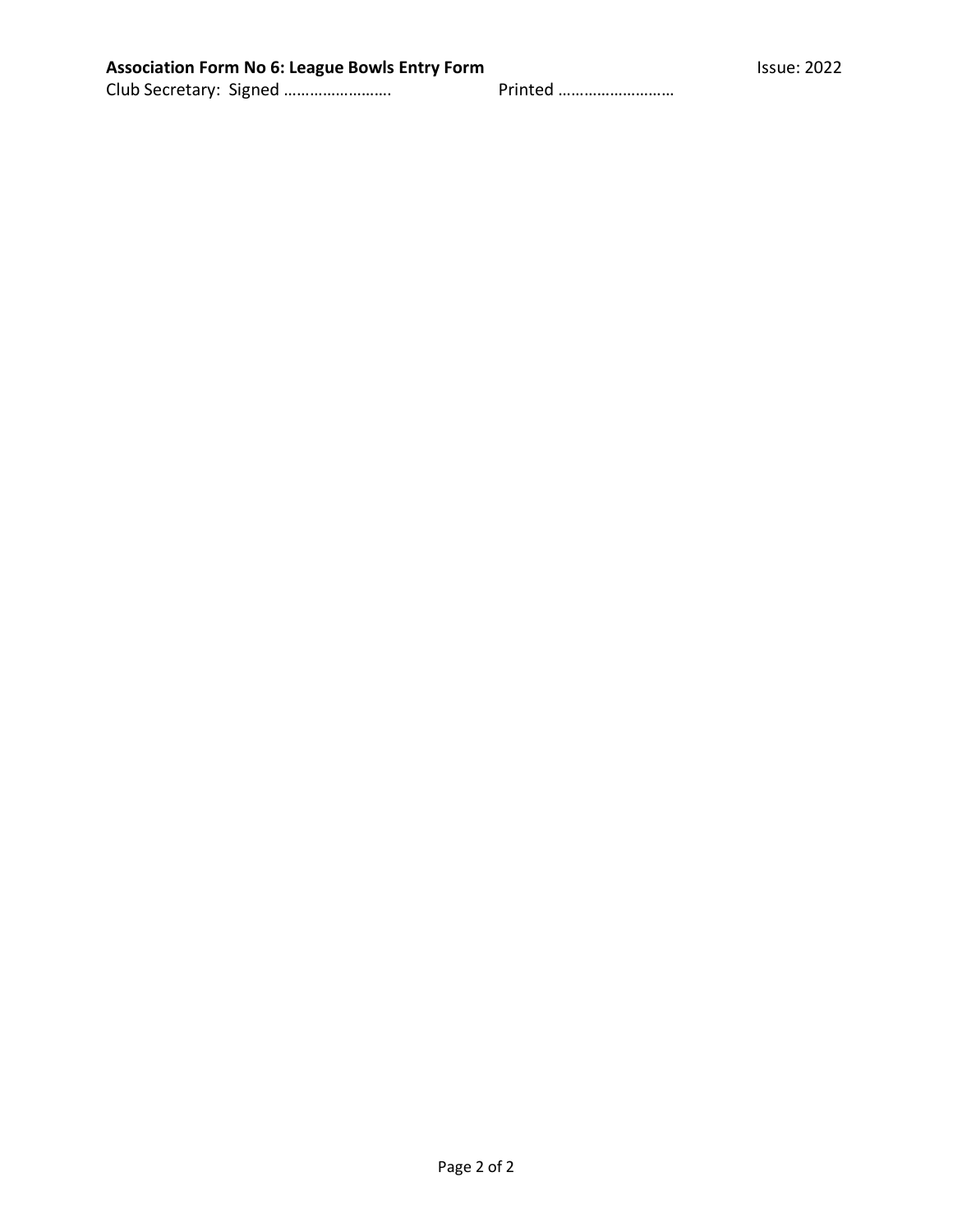Club Secretary: Signed …………………….  Printed ………………………